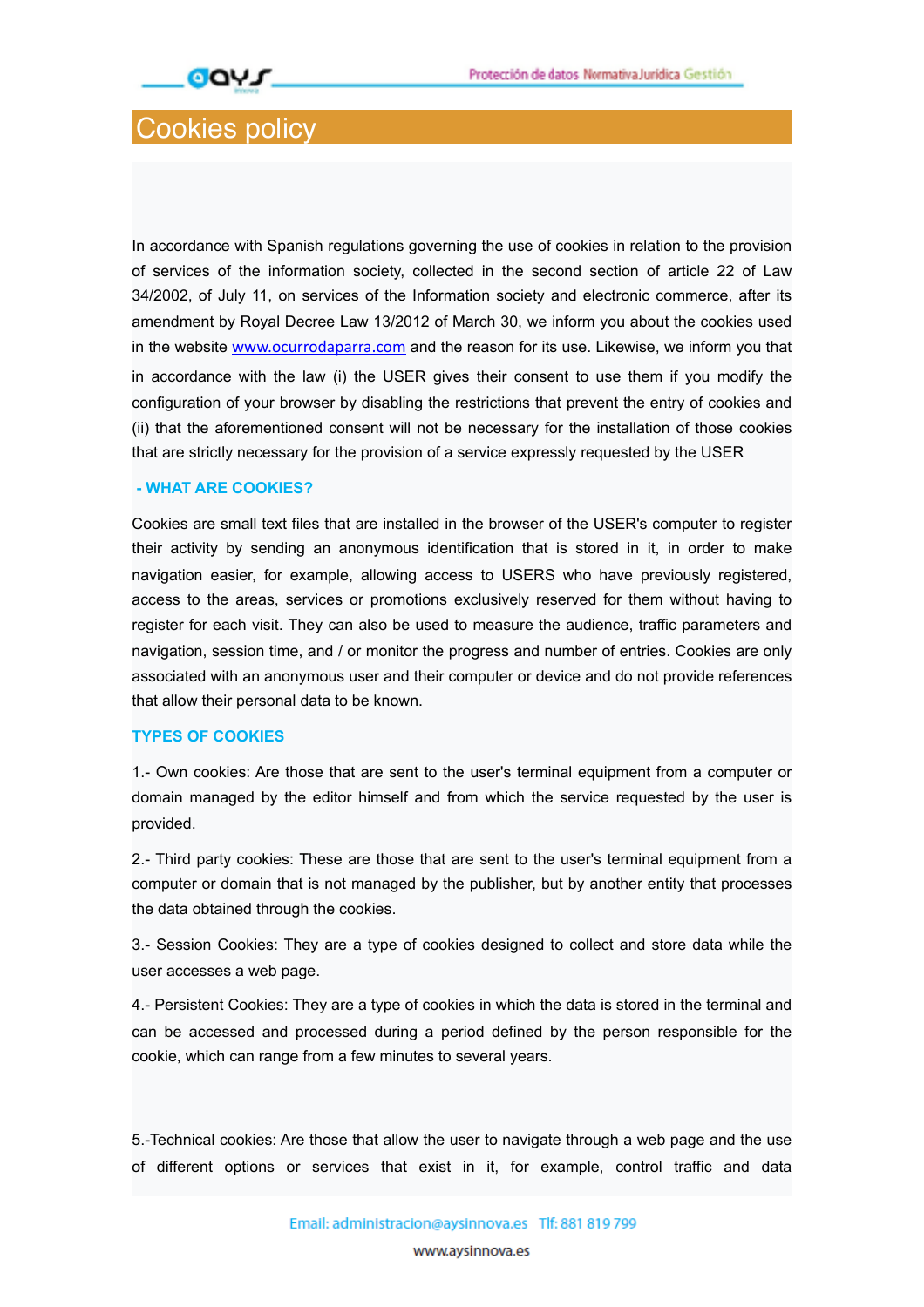# Cookies policy

In accordance with Spanish regulations governing the use of cookies in relation to the provision of services of the information society, collected in the second section of article 22 of Law 34/2002, of July 11, on services of the Information society and electronic commerce, after its amendment by Royal Decree Law 13/2012 of March 30, we inform you about the cookies used in the website www.ocurrodaparra.com and the reason for its use. Likewise, we inform you that in accordance with the law (i) the USER gives their consent to use them if you modify the configuration of your browser by disabling the restrictions that prevent the entry of cookies and (ii) that the aforementioned consent will not be necessary for the installation of those cookies that are strictly necessary for the provision of a service expressly requested by the USER

## - WHAT ARE COOKIES?

Cookies are small text files that are installed in the browser of the USER's computer to register their activity by sending an anonymous identification that is stored in it, in order to make navigation easier, for example, allowing access to USERS who have previously registered, access to the areas, services or promotions exclusively reserved for them without having to register for each visit. They can also be used to measure the audience, traffic parameters and navigation, session time, and / or monitor the progress and number of entries. Cookies are only associated with an anonymous user and their computer or device and do not provide references that allow their personal data to be known.

## TYPES OF COOKIES

1.- Own cookies: Are those that are sent to the user's terminal equipment from a computer or domain managed by the editor himself and from which the service requested by the user is provided.

2.- Third party cookies: These are those that are sent to the user's terminal equipment from a computer or domain that is not managed by the publisher, but by another entity that processes the data obtained through the cookies.

3.- Session Cookies: They are a type of cookies designed to collect and store data while the user accesses a web page.

4.- Persistent Cookies: They are a type of cookies in which the data is stored in the terminal and can be accessed and processed during a period defined by the person responsible for the cookie, which can range from a few minutes to several years.

5.-Technical cookies: Are those that allow the user to navigate through a web page and the use of different options or services that exist in it, for example, control traffic and data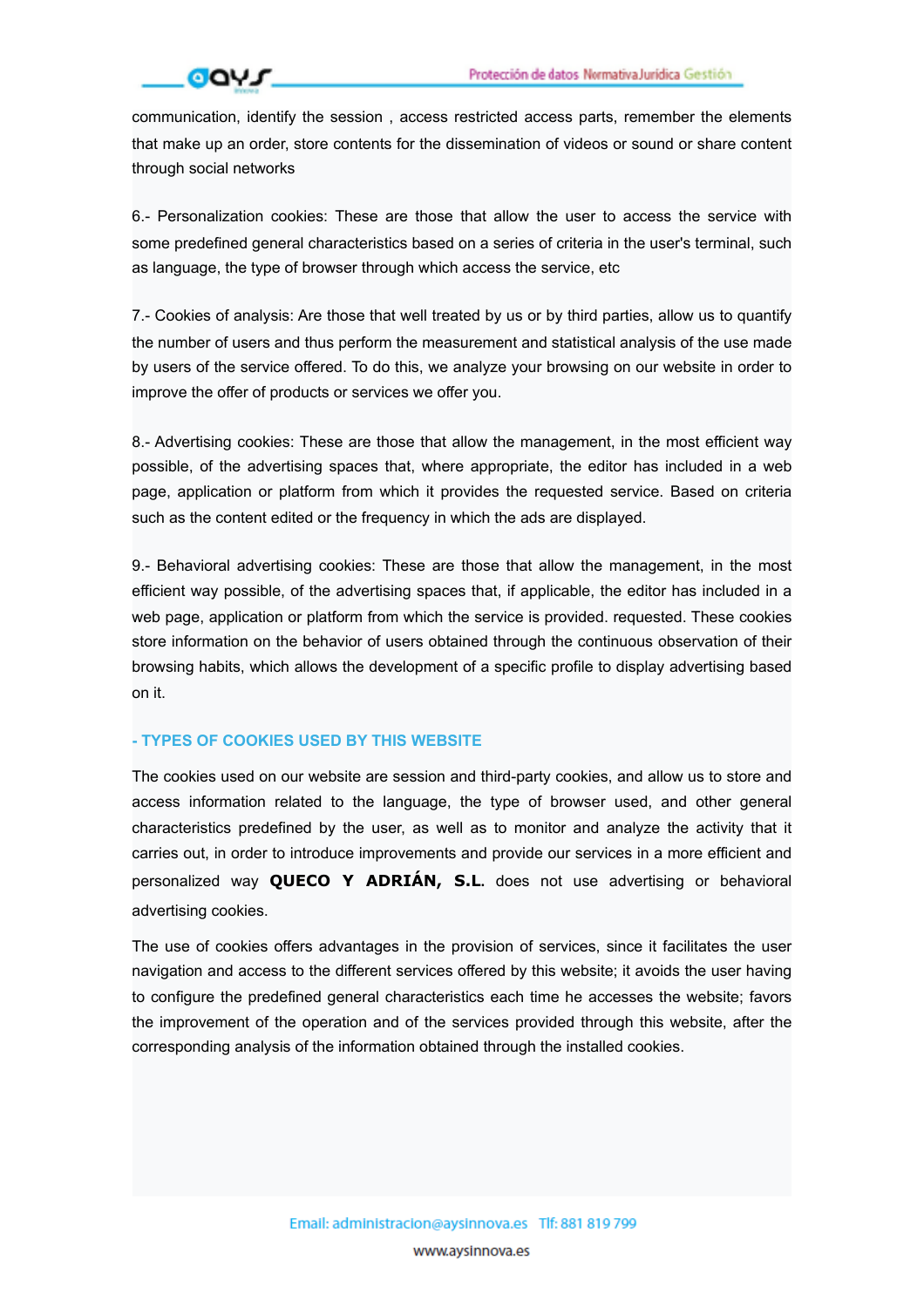communication, identify the session , access restricted access parts, remember the elements that make up an order, store contents for the dissemination of videos or sound or share content through social networks

6.- Personalization cookies: These are those that allow the user to access the service with some predefined general characteristics based on a series of criteria in the user's terminal, such as language, the type of browser through which access the service, etc

7.- Cookies of analysis: Are those that well treated by us or by third parties, allow us to quantify the number of users and thus perform the measurement and statistical analysis of the use made by users of the service offered. To do this, we analyze your browsing on our website in order to improve the offer of products or services we offer you.

8.- Advertising cookies: These are those that allow the management, in the most efficient way possible, of the advertising spaces that, where appropriate, the editor has included in a web page, application or platform from which it provides the requested service. Based on criteria such as the content edited or the frequency in which the ads are displayed.

9.- Behavioral advertising cookies: These are those that allow the management, in the most efficient way possible, of the advertising spaces that, if applicable, the editor has included in a web page, application or platform from which the service is provided. requested. These cookies store information on the behavior of users obtained through the continuous observation of their browsing habits, which allows the development of a specific profile to display advertising based on it.

## - TYPES OF COOKIES USED BY THIS WEBSITE

The cookies used on our website are session and third-party cookies, and allow us to store and access information related to the language, the type of browser used, and other general characteristics predefined by the user, as well as to monitor and analyze the activity that it carries out, in order to introduce improvements and provide our services in a more efficient and personalized way **QUECO Y ADRIÁN, S.L**. does not use advertising or behavioral advertising cookies.

The use of cookies offers advantages in the provision of services, since it facilitates the user navigation and access to the different services offered by this website; it avoids the user having to configure the predefined general characteristics each time he accesses the website; favors the improvement of the operation and of the services provided through this website, after the corresponding analysis of the information obtained through the installed cookies.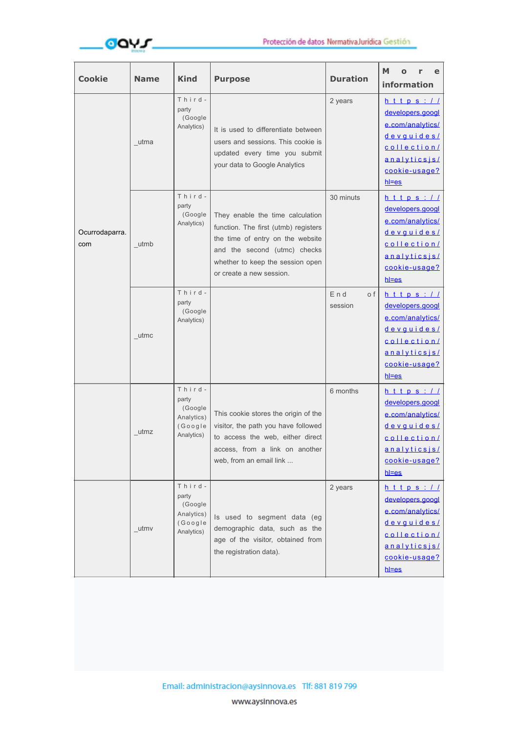| Cookie | Name | Kind | Purpose | Duration | More information |
|---|---|---|---|---|---|
| Ocurrodaparra.com | _utma | Third-party (Google Analytics) | It is used to differentiate between users and sessions. This cookie is updated every time you submit your data to Google Analytics | 2 years | https://developers.google.com/analytics/devguides/collection/analyticsjs/cookie-usage?hl=es |
| | _utmb | Third-party (Google Analytics) | They enable the time calculation function. The first (utmb) registers the time of entry on the website and the second (utmc) checks whether to keep the session open or create a new session. | 30 minuts | https://developers.google.com/analytics/devguides/collection/analyticsjs/cookie-usage?hl=es |
| | _utmc | Third-party (Google Analytics) | | End of session | https://developers.google.com/analytics/devguides/collection/analyticsjs/cookie-usage?hl=es |
| | _utmz | Third-party (Google Analytics) (Google Analytics) | This cookie stores the origin of the visitor, the path you have followed to access the web, either direct access, from a link on another web, from an email link ... | 6 months | https://developers.google.com/analytics/devguides/collection/analyticsjs/cookie-usage?hl=es |
| | _utmv | Third-party (Google Analytics) (Google Analytics) | Is used to segment data (eg demographic data, such as the age of the visitor, obtained from the registration data). | 2 years | https://developers.google.com/analytics/devguides/collection/analyticsjs/cookie-usage?hl=es |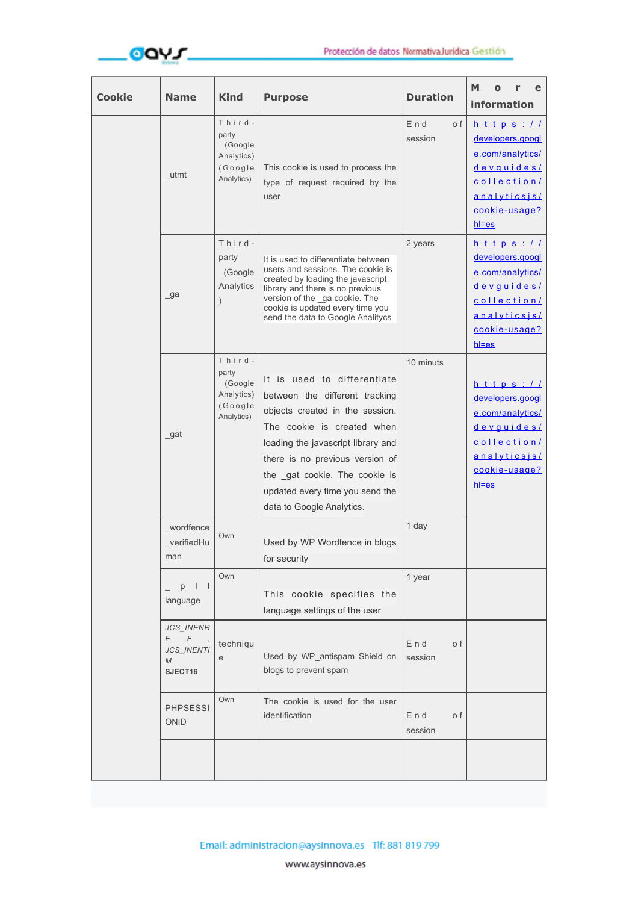| Cookie | Name | Kind | Purpose | Duration | More information |
|---|---|---|---|---|---|
| | _utmt | Third-party (Google Analytics) (Google Analytics) | This cookie is used to process the type of request required by the user | End of session | https://developers.google.com/analytics/devguides/collection/analyticsjs/cookie-usage?hl=es |
| | _ga | Third-party (Google Analytics) | It is used to differentiate between users and sessions. The cookie is created by loading the javascript library and there is no previous version of the _ga cookie. The cookie is updated every time you send the data to Google Analitycs | 2 years | https://developers.google.com/analytics/devguides/collection/analyticsjs/cookie-usage?hl=es |
| | _gat | Third-party (Google Analytics) (Google Analytics) | It is used to differentiate between the different tracking objects created in the session. The cookie is created when loading the javascript library and there is no previous version of the _gat cookie. The cookie is updated every time you send the data to Google Analytics. | 10 minuts | https://developers.google.com/analytics/devguides/collection/analyticsjs/cookie-usage?hl=es |
| | _wordfence _verifiedHuman | Own | Used by WP Wordfence in blogs for security | 1 day | |
| | _pll language | Own | This cookie specifies the language settings of the user | 1 year | |
| | *JCS_INENREF, JCS_INENTIM* **SJECT16** | technique | Used by WP_antispam Shield on blogs to prevent spam | End of session | |
| | PHPSESSIONID | Own | The cookie is used for the user identification | End of session | |
| | | | | | |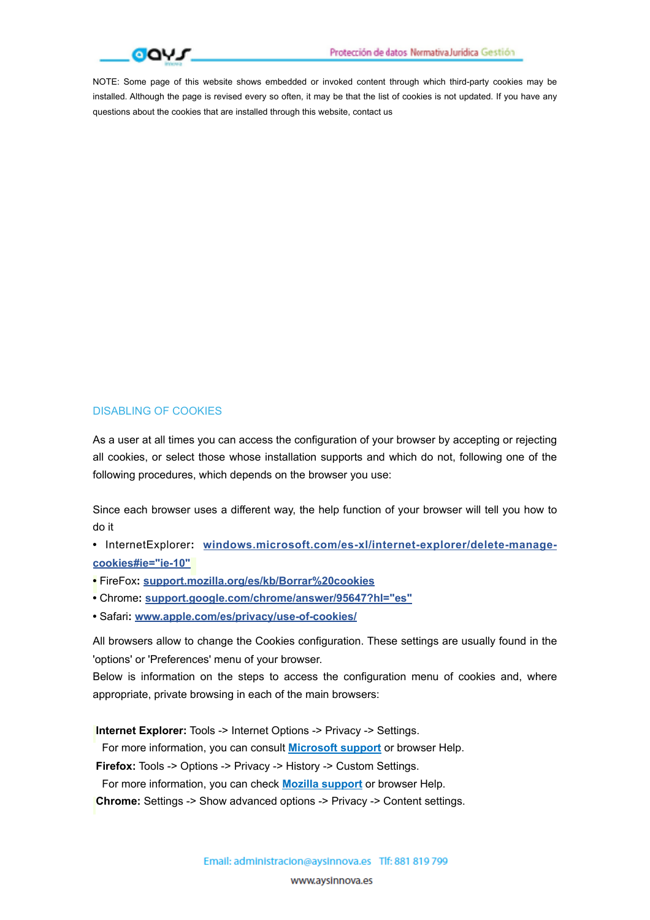NOTE: Some page of this website shows embedded or invoked content through which third-party cookies may be installed. Although the page is revised every so often, it may be that the list of cookies is not updated. If you have any questions about the cookies that are installed through this website, contact us

## DISABLING OF COOKIES

As a user at all times you can access the configuration of your browser by accepting or rejecting all cookies, or select those whose installation supports and which do not, following one of the following procedures, which depends on the browser you use:

Since each browser uses a different way, the help function of your browser will tell you how to do it

- InternetExplorer: **windows.microsoft.com/es-xl/internet-explorer/delete-manage-cookies#ie="ie-10"**
- FireFox: **support.mozilla.org/es/kb/Borrar%20cookies**
- Chrome: **support.google.com/chrome/answer/95647?hl="es"**
- Safari: **www.apple.com/es/privacy/use-of-cookies/**

All browsers allow to change the Cookies configuration. These settings are usually found in the 'options' or 'Preferences' menu of your browser.
Below is information on the steps to access the configuration menu of cookies and, where appropriate, private browsing in each of the main browsers:

**Internet Explorer:** Tools -> Internet Options -> Privacy -> Settings.
For more information, you can consult **Microsoft support** or browser Help.
**Firefox:** Tools -> Options -> Privacy -> History -> Custom Settings.
For more information, you can check **Mozilla support** or browser Help.
**Chrome:** Settings -> Show advanced options -> Privacy -> Content settings.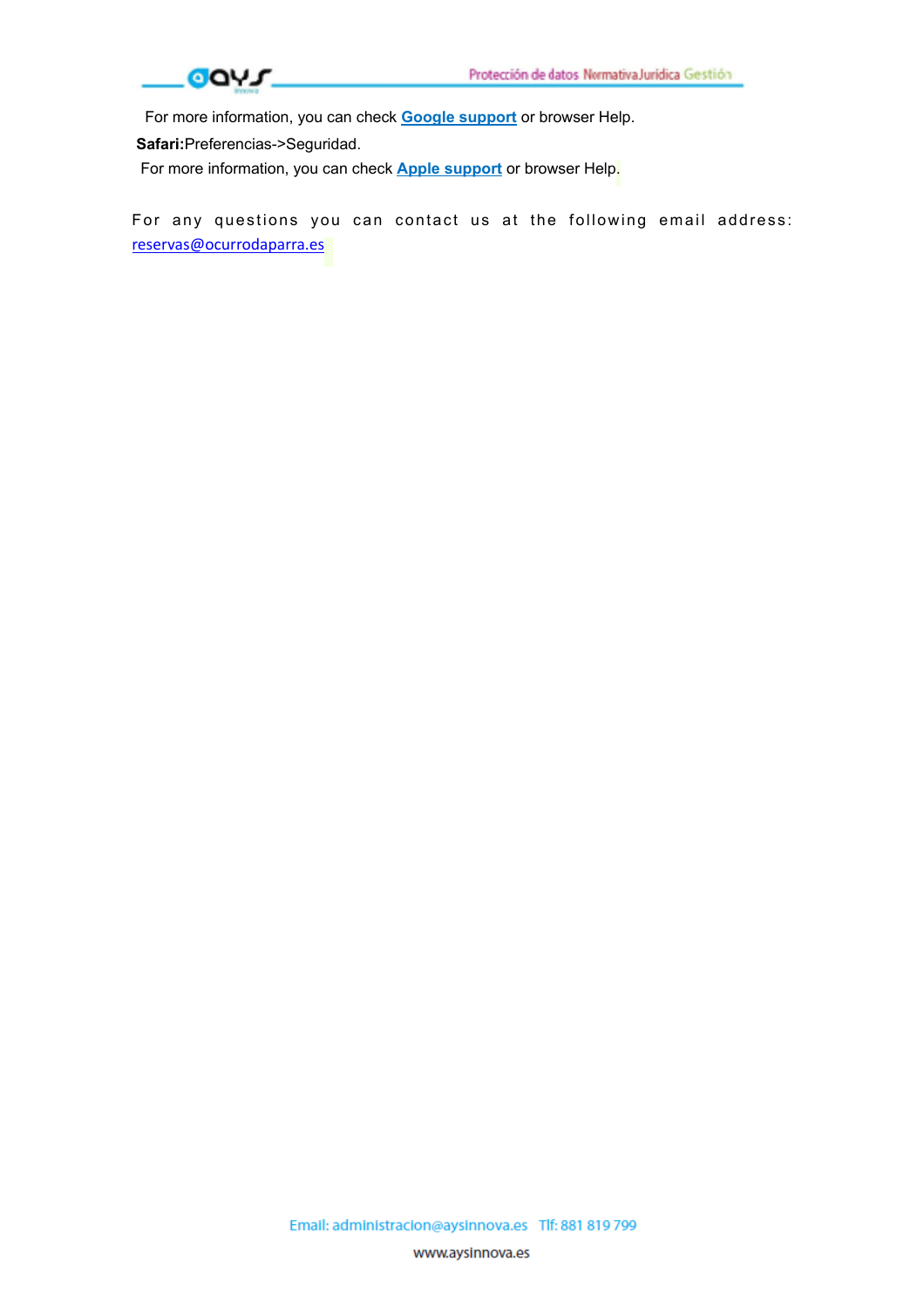For more information, you can check **Google support** or browser Help.

**Safari:** Preferencias->Seguridad.

For more information, you can check **Apple support** or browser Help.

For any questions you can contact us at the following email address: reservas@ocurrodaparra.es